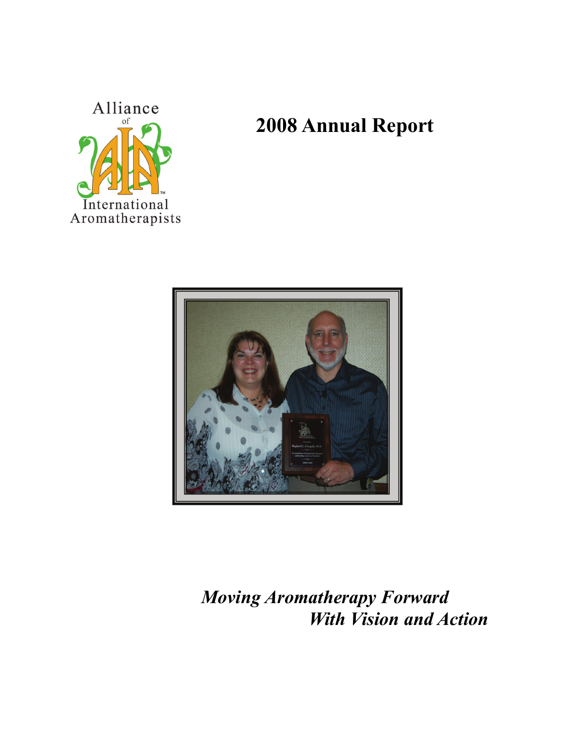Alliance of International Aromatherapists

# 2008 Annual Report

*Moving Aromatherapy Forward*
*With Vision and Action*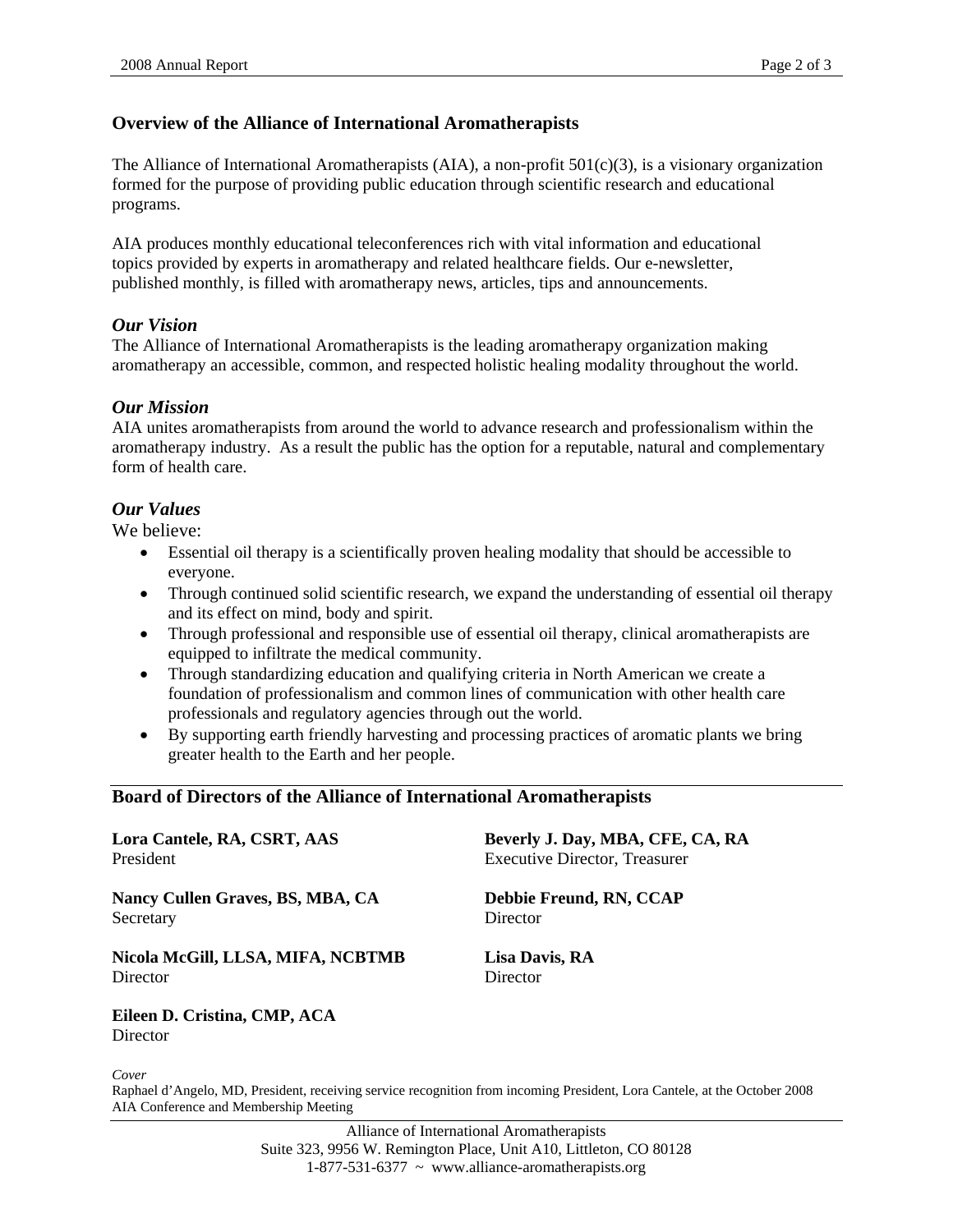## Overview of the Alliance of International Aromatherapists

The Alliance of International Aromatherapists (AIA), a non-profit 501(c)(3), is a visionary organization formed for the purpose of providing public education through scientific research and educational programs.

AIA produces monthly educational teleconferences rich with vital information and educational topics provided by experts in aromatherapy and related healthcare fields. Our e-newsletter, published monthly, is filled with aromatherapy news, articles, tips and announcements.

### *Our Vision*

The Alliance of International Aromatherapists is the leading aromatherapy organization making aromatherapy an accessible, common, and respected holistic healing modality throughout the world.

### *Our Mission*

AIA unites aromatherapists from around the world to advance research and professionalism within the aromatherapy industry. As a result the public has the option for a reputable, natural and complementary form of health care.

### *Our Values*

We believe:

- Essential oil therapy is a scientifically proven healing modality that should be accessible to everyone.
- Through continued solid scientific research, we expand the understanding of essential oil therapy and its effect on mind, body and spirit.
- Through professional and responsible use of essential oil therapy, clinical aromatherapists are equipped to infiltrate the medical community.
- Through standardizing education and qualifying criteria in North American we create a foundation of professionalism and common lines of communication with other health care professionals and regulatory agencies through out the world.
- By supporting earth friendly harvesting and processing practices of aromatic plants we bring greater health to the Earth and her people.

## Board of Directors of the Alliance of International Aromatherapists

**Lora Cantele, RA, CSRT, AAS**
President

**Beverly J. Day, MBA, CFE, CA, RA**
Executive Director, Treasurer

**Nancy Cullen Graves, BS, MBA, CA**
Secretary

**Debbie Freund, RN, CCAP**
Director

**Nicola McGill, LLSA, MIFA, NCBTMB**
Director

**Lisa Davis, RA**
Director

**Eileen D. Cristina, CMP, ACA**
Director

*Cover*
Raphael d'Angelo, MD, President, receiving service recognition from incoming President, Lora Cantele, at the October 2008 AIA Conference and Membership Meeting

Alliance of International Aromatherapists
Suite 323, 9956 W. Remington Place, Unit A10, Littleton, CO 80128
1-877-531-6377 ~ www.alliance-aromatherapists.org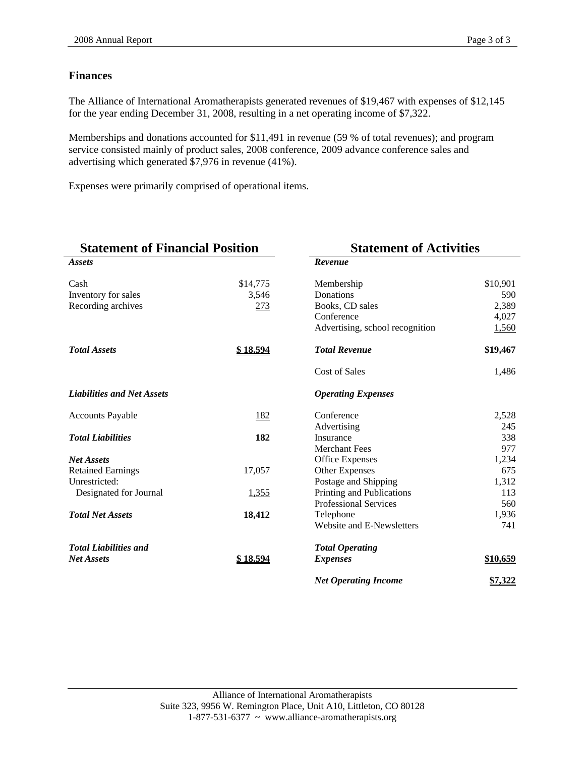## Finances

The Alliance of International Aromatherapists generated revenues of $19,467 with expenses of $12,145 for the year ending December 31, 2008, resulting in a net operating income of $7,322.

Memberships and donations accounted for $11,491 in revenue (59 % of total revenues); and program service consisted mainly of product sales, 2008 conference, 2009 advance conference sales and advertising which generated $7,976 in revenue (41%).

Expenses were primarily comprised of operational items.

### Statement of Financial Position

| | |
|---|---|
| ***Assets*** | |
| Cash | $14,775 |
| Inventory for sales | 3,546 |
| Recording archives | 273 |
| ***Total Assets*** | **$ 18,594** |
| ***Liabilities and Net Assets*** | |
| Accounts Payable | 182 |
| ***Total Liabilities*** | **182** |
| ***Net Assets*** | |
| Retained Earnings | 17,057 |
| Unrestricted: | |
| Designated for Journal | 1,355 |
| ***Total Net Assets*** | **18,412** |
| ***Total Liabilities and Net Assets*** | **$ 18,594** |

### Statement of Activities

| | |
|---|---|
| ***Revenue*** | |
| Membership | $10,901 |
| Donations | 590 |
| Books, CD sales | 2,389 |
| Conference | 4,027 |
| Advertising, school recognition | 1,560 |
| ***Total Revenue*** | **$19,467** |
| Cost of Sales | 1,486 |
| ***Operating Expenses*** | |
| Conference | 2,528 |
| Advertising | 245 |
| Insurance | 338 |
| Merchant Fees | 977 |
| Office Expenses | 1,234 |
| Other Expenses | 675 |
| Postage and Shipping | 1,312 |
| Printing and Publications | 113 |
| Professional Services | 560 |
| Telephone | 1,936 |
| Website and E-Newsletters | 741 |
| ***Total Operating Expenses*** | **$10,659** |
| ***Net Operating Income*** | **$7,322** |

Alliance of International Aromatherapists
Suite 323, 9956 W. Remington Place, Unit A10, Littleton, CO 80128
1-877-531-6377 ~ www.alliance-aromatherapists.org